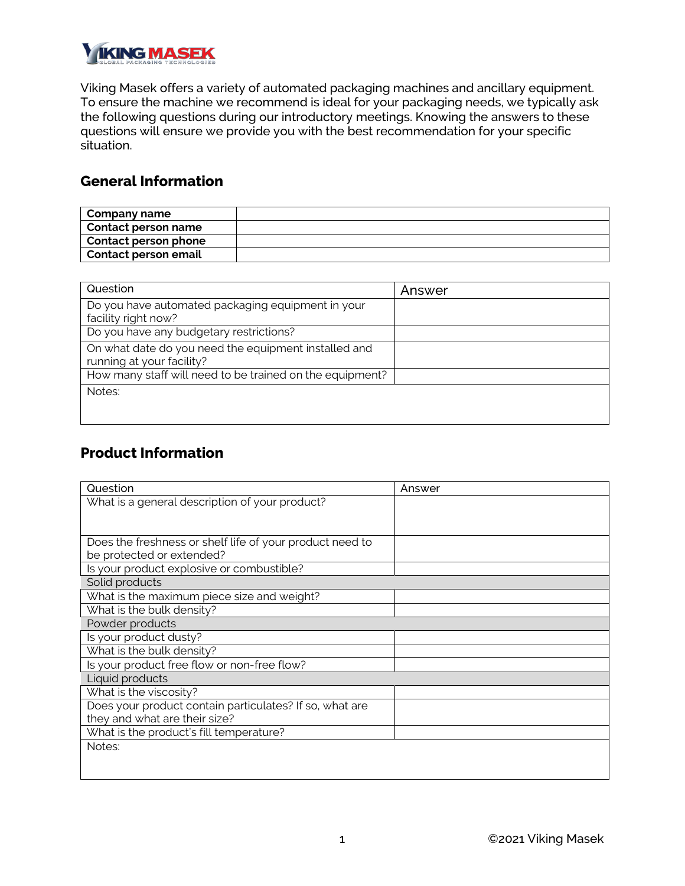Viking Masek offers a variety of automated packaging machines and ancillary equipment. To ensure the machine we recommend is ideal for your packaging needs, we typically ask the following questions during our introductory meetings. Knowing the answers to these questions will ensure we provide you with the best recommendation for your specific situation.

## General Information

| | |
|---|---|
| **Company name** | |
| **Contact person name** | |
| **Contact person phone** | |
| **Contact person email** | |

| Question | Answer |
|---|---|
| Do you have automated packaging equipment in your facility right now? | |
| Do you have any budgetary restrictions? | |
| On what date do you need the equipment installed and running at your facility? | |
| How many staff will need to be trained on the equipment? | |
| Notes: | |

## Product Information

| Question | Answer |
|---|---|
| What is a general description of your product? | |
| Does the freshness or shelf life of your product need to be protected or extended? | |
| Is your product explosive or combustible? | |
| Solid products | |
| What is the maximum piece size and weight? | |
| What is the bulk density? | |
| Powder products | |
| Is your product dusty? | |
| What is the bulk density? | |
| Is your product free flow or non-free flow? | |
| Liquid products | |
| What is the viscosity? | |
| Does your product contain particulates? If so, what are they and what are their size? | |
| What is the product's fill temperature? | |
| Notes: | |

©2021 Viking Masek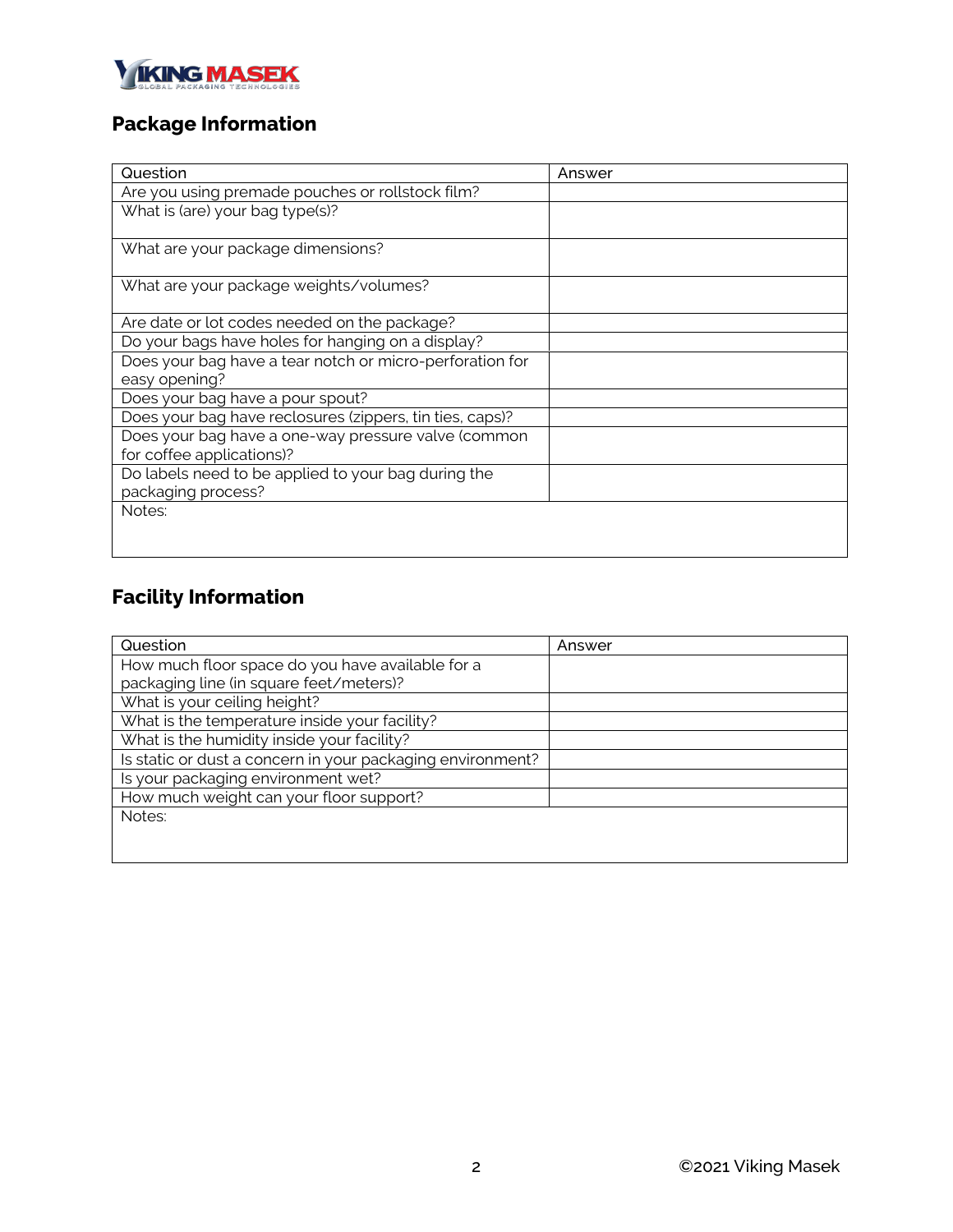## Package Information

| Question | Answer |
| --- | --- |
| Are you using premade pouches or rollstock film? | |
| What is (are) your bag type(s)? | |
| What are your package dimensions? | |
| What are your package weights/volumes? | |
| Are date or lot codes needed on the package? | |
| Do your bags have holes for hanging on a display? | |
| Does your bag have a tear notch or micro-perforation for easy opening? | |
| Does your bag have a pour spout? | |
| Does your bag have reclosures (zippers, tin ties, caps)? | |
| Does your bag have a one-way pressure valve (common for coffee applications)? | |
| Do labels need to be applied to your bag during the packaging process? | |
| Notes: | |

## Facility Information

| Question | Answer |
| --- | --- |
| How much floor space do you have available for a packaging line (in square feet/meters)? | |
| What is your ceiling height? | |
| What is the temperature inside your facility? | |
| What is the humidity inside your facility? | |
| Is static or dust a concern in your packaging environment? | |
| Is your packaging environment wet? | |
| How much weight can your floor support? | |
| Notes: | |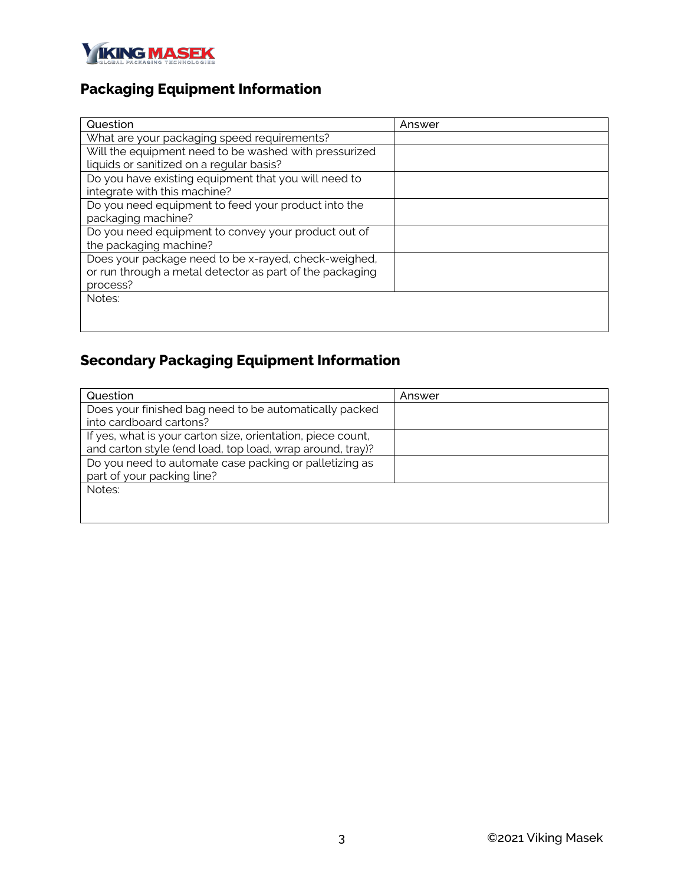## Packaging Equipment Information

| Question | Answer |
|---|---|
| What are your packaging speed requirements? | |
| Will the equipment need to be washed with pressurized liquids or sanitized on a regular basis? | |
| Do you have existing equipment that you will need to integrate with this machine? | |
| Do you need equipment to feed your product into the packaging machine? | |
| Do you need equipment to convey your product out of the packaging machine? | |
| Does your package need to be x-rayed, check-weighed, or run through a metal detector as part of the packaging process? | |
| Notes: | |

## Secondary Packaging Equipment Information

| Question | Answer |
|---|---|
| Does your finished bag need to be automatically packed into cardboard cartons? | |
| If yes, what is your carton size, orientation, piece count, and carton style (end load, top load, wrap around, tray)? | |
| Do you need to automate case packing or palletizing as part of your packing line? | |
| Notes: | |

©2021 Viking Masek